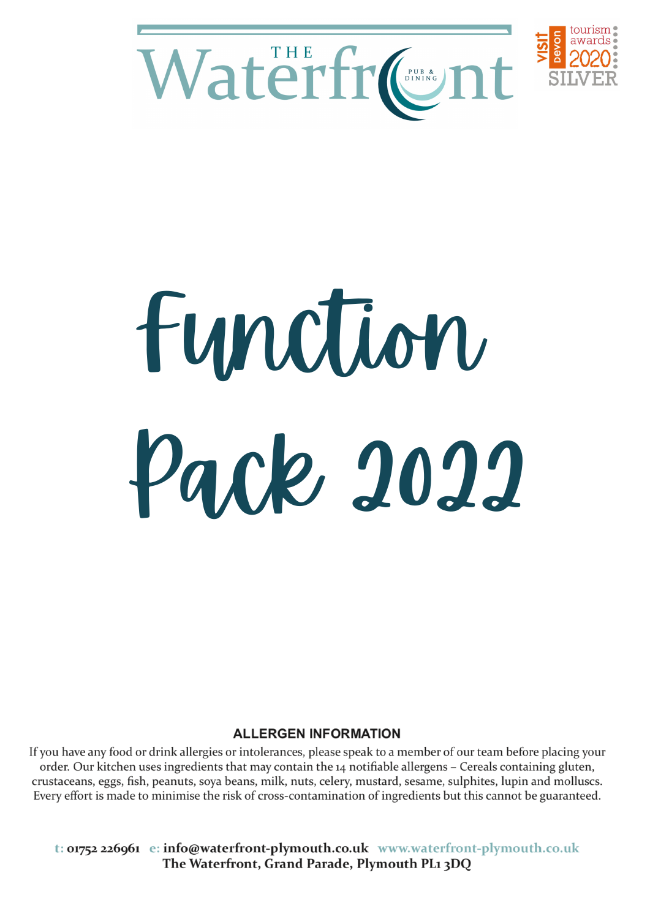THE Waterfront PUB & DINING

visit devon tourism awards 2020 SILVER

# Function Pack 2022

## ALLERGEN INFORMATION

If you have any food or drink allergies or intolerances, please speak to a member of our team before placing your order. Our kitchen uses ingredients that may contain the 14 notifiable allergens – Cereals containing gluten, crustaceans, eggs, fish, peanuts, soya beans, milk, nuts, celery, mustard, sesame, sulphites, lupin and molluscs. Every effort is made to minimise the risk of cross-contamination of ingredients but this cannot be guaranteed.

**t: 01752 226961 e: info@waterfront-plymouth.co.uk** www.waterfront-plymouth.co.uk
**The Waterfront, Grand Parade, Plymouth PL1 3DQ**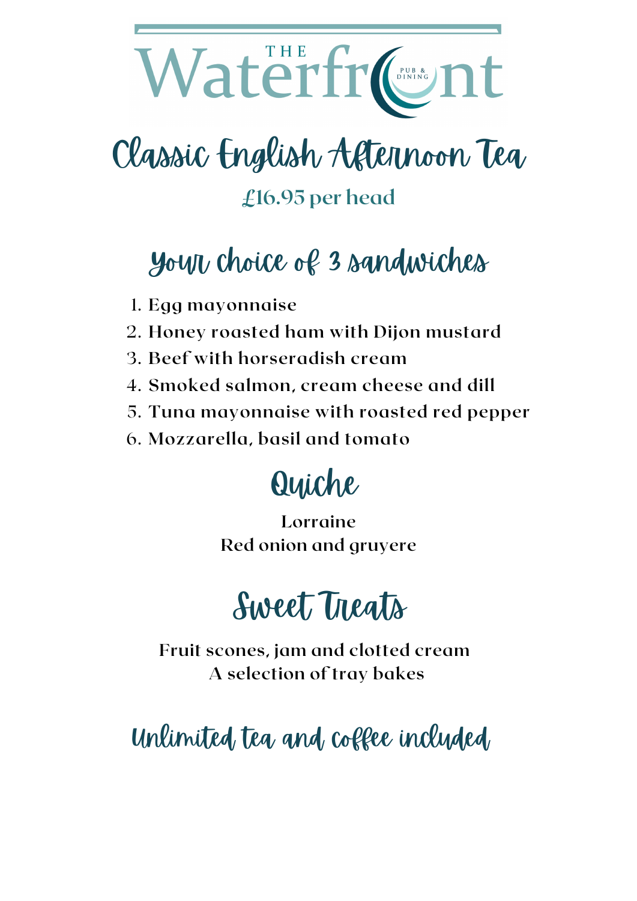THE Waterfront PUB & DINING

# Classic English Afternoon Tea

£16.95 per head

## Your choice of 3 sandwiches

1. Egg mayonnaise
2. Honey roasted ham with Dijon mustard
3. Beef with horseradish cream
4. Smoked salmon, cream cheese and dill
5. Tuna mayonnaise with roasted red pepper
6. Mozzarella, basil and tomato

## Quiche

Lorraine
Red onion and gruyere

## Sweet Treats

Fruit scones, jam and clotted cream
A selection of tray bakes

## Unlimited tea and coffee included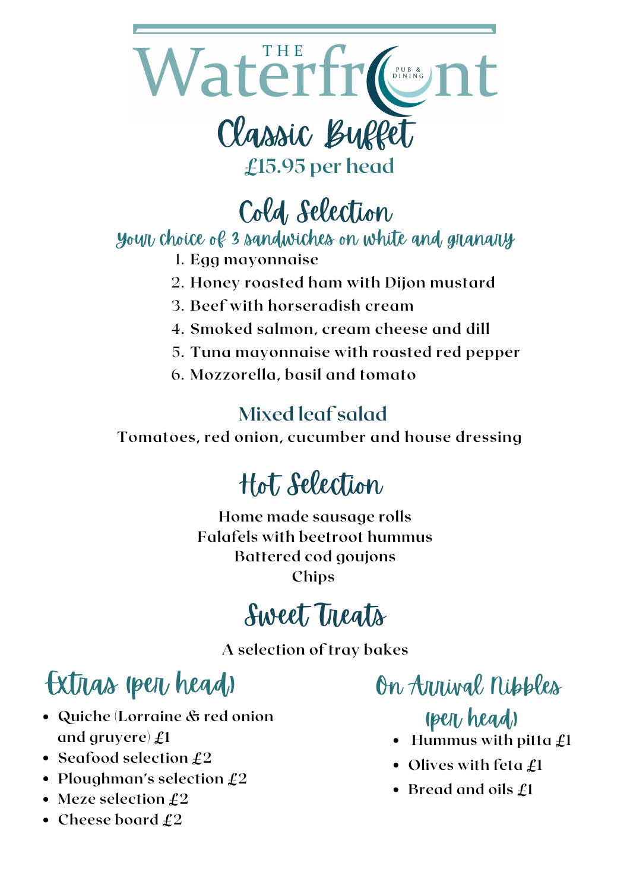THE Waterfront PUB & DINING

# Classic Buffet

**£15.95 per head**

## Cold Selection

### Your choice of 3 sandwiches on white and granary

1. Egg mayonnaise
2. Honey roasted ham with Dijon mustard
3. Beef with horseradish cream
4. Smoked salmon, cream cheese and dill
5. Tuna mayonnaise with roasted red pepper
6. Mozzorella, basil and tomato

### Mixed leaf salad

Tomatoes, red onion, cucumber and house dressing

## Hot Selection

Home made sausage rolls
Falafels with beetroot hummus
Battered cod goujons
Chips

## Sweet Treats

A selection of tray bakes

## Extras (per head)

- Quiche (Lorraine & red onion and gruyere) £1
- Seafood selection £2
- Ploughman's selection £2
- Meze selection £2
- Cheese board £2

## On Arrival Nibbles (per head)

- Hummus with pitta £1
- Olives with feta £1
- Bread and oils £1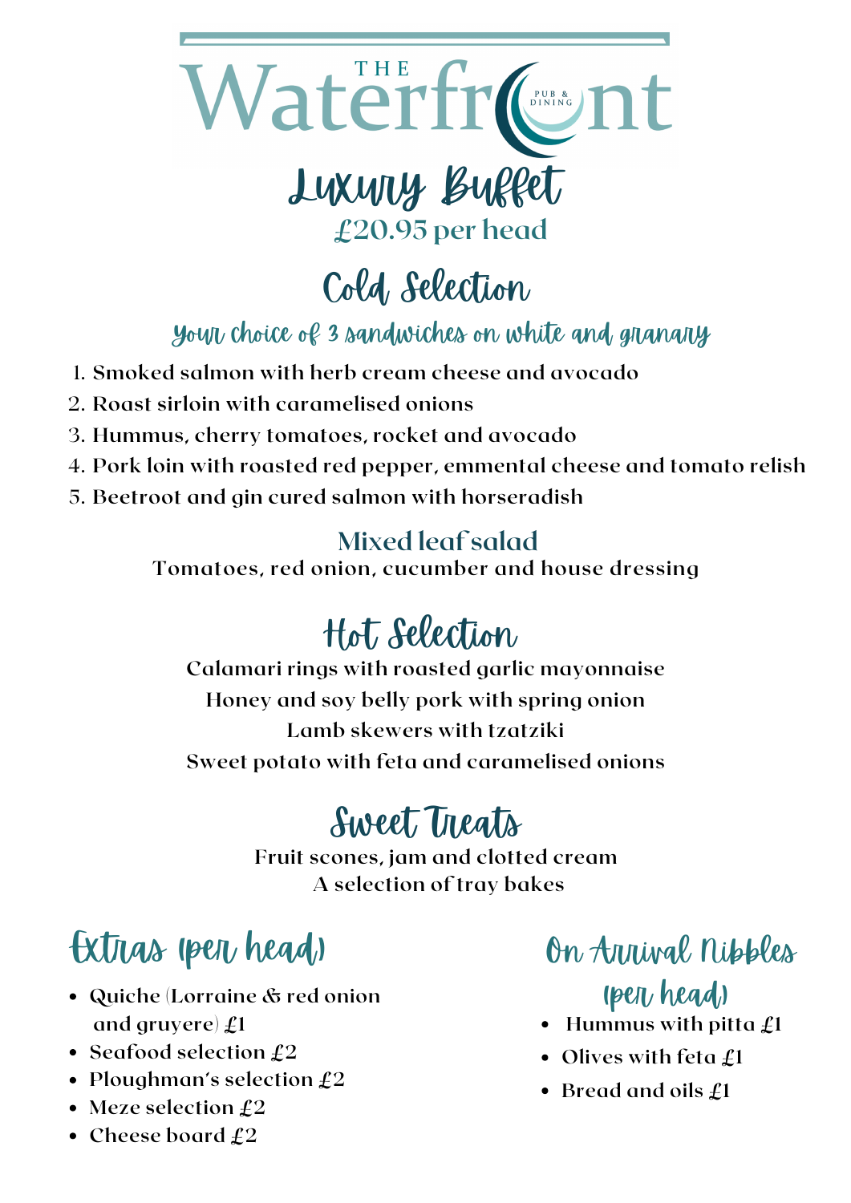# THE Waterfront

PUB & DINING

## Luxury Buffet

£20.95 per head

## Cold Selection

### Your choice of 3 sandwiches on white and granary

1. Smoked salmon with herb cream cheese and avocado
2. Roast sirloin with caramelised onions
3. Hummus, cherry tomatoes, rocket and avocado
4. Pork loin with roasted red pepper, emmental cheese and tomato relish
5. Beetroot and gin cured salmon with horseradish

### Mixed leaf salad

Tomatoes, red onion, cucumber and house dressing

## Hot Selection

Calamari rings with roasted garlic mayonnaise
Honey and soy belly pork with spring onion
Lamb skewers with tzatziki
Sweet potato with feta and caramelised onions

## Sweet Treats

Fruit scones, jam and clotted cream
A selection of tray bakes

## Extras (per head)

- Quiche (Lorraine & red onion and gruyere) £1
- Seafood selection £2
- Ploughman's selection £2
- Meze selection £2
- Cheese board £2

## On Arrival Nibbles (per head)

- Hummus with pitta £1
- Olives with feta £1
- Bread and oils £1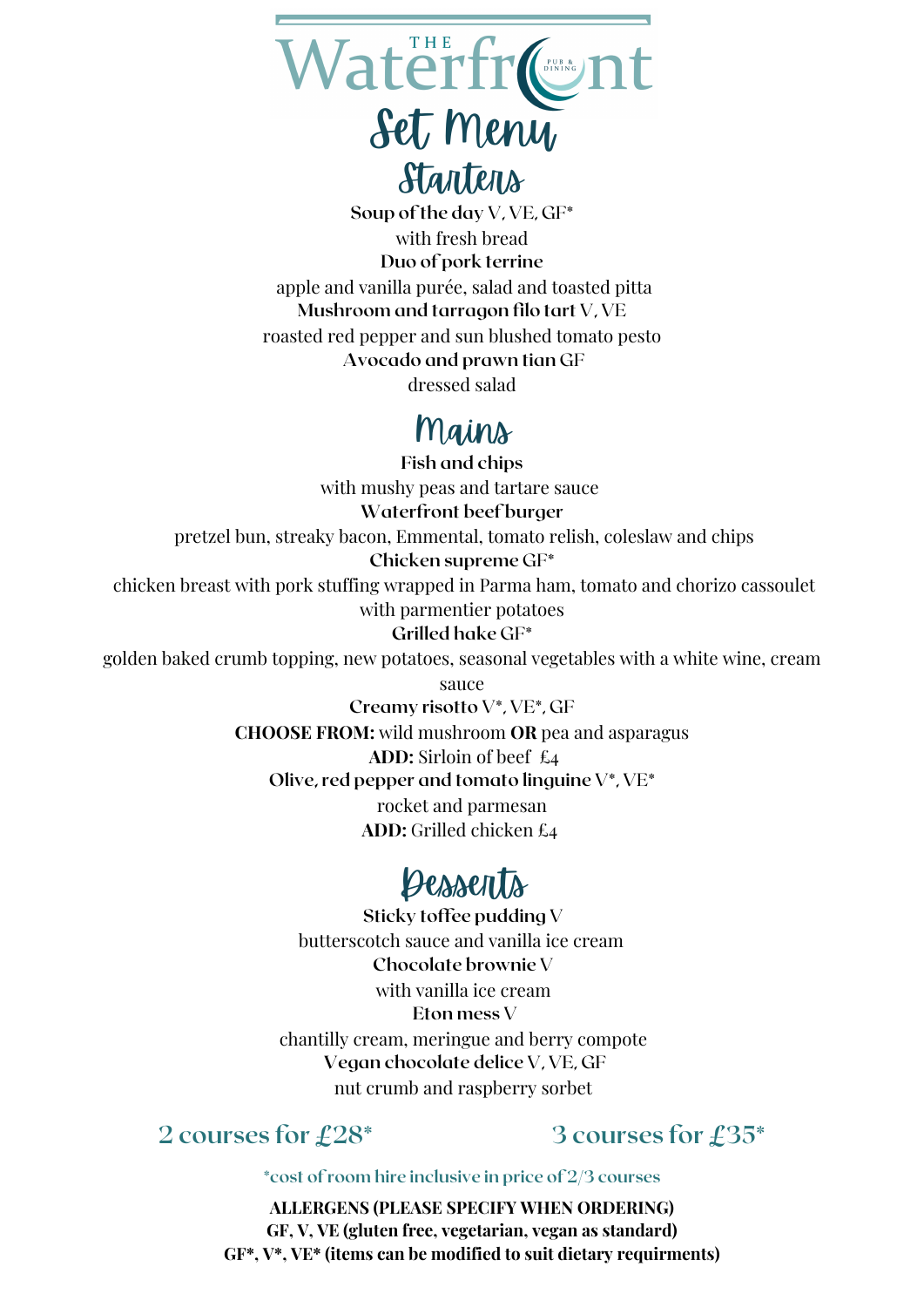# THE Waterfront PUB & DINING

# Set Menu

## Starters

**Soup of the day** V, VE, GF*
with fresh bread

**Duo of pork terrine**
apple and vanilla purée, salad and toasted pitta

**Mushroom and tarragon filo tart** V, VE
roasted red pepper and sun blushed tomato pesto

**Avocado and prawn tian** GF
dressed salad

## Mains

**Fish and chips**
with mushy peas and tartare sauce

**Waterfront beef burger**
pretzel bun, streaky bacon, Emmental, tomato relish, coleslaw and chips

**Chicken supreme** GF*
chicken breast with pork stuffing wrapped in Parma ham, tomato and chorizo cassoulet with parmentier potatoes

**Grilled hake** GF*
golden baked crumb topping, new potatoes, seasonal vegetables with a white wine, cream sauce

**Creamy risotto** V*, VE*, GF
**CHOOSE FROM:** wild mushroom **OR** pea and asparagus
**ADD:** Sirloin of beef £4

**Olive, red pepper and tomato linguine** V*, VE*
rocket and parmesan
**ADD:** Grilled chicken £4

## Desserts

**Sticky toffee pudding** V
butterscotch sauce and vanilla ice cream

**Chocolate brownie** V
with vanilla ice cream

**Eton mess** V
chantilly cream, meringue and berry compote

**Vegan chocolate delice** V, VE, GF
nut crumb and raspberry sorbet

2 courses for £28*

3 courses for £35*

*cost of room hire inclusive in price of 2/3 courses

**ALLERGENS (PLEASE SPECIFY WHEN ORDERING)**
**GF, V, VE (gluten free, vegetarian, vegan as standard)**
**GF*, V*, VE* (items can be modified to suit dietary requirments)**